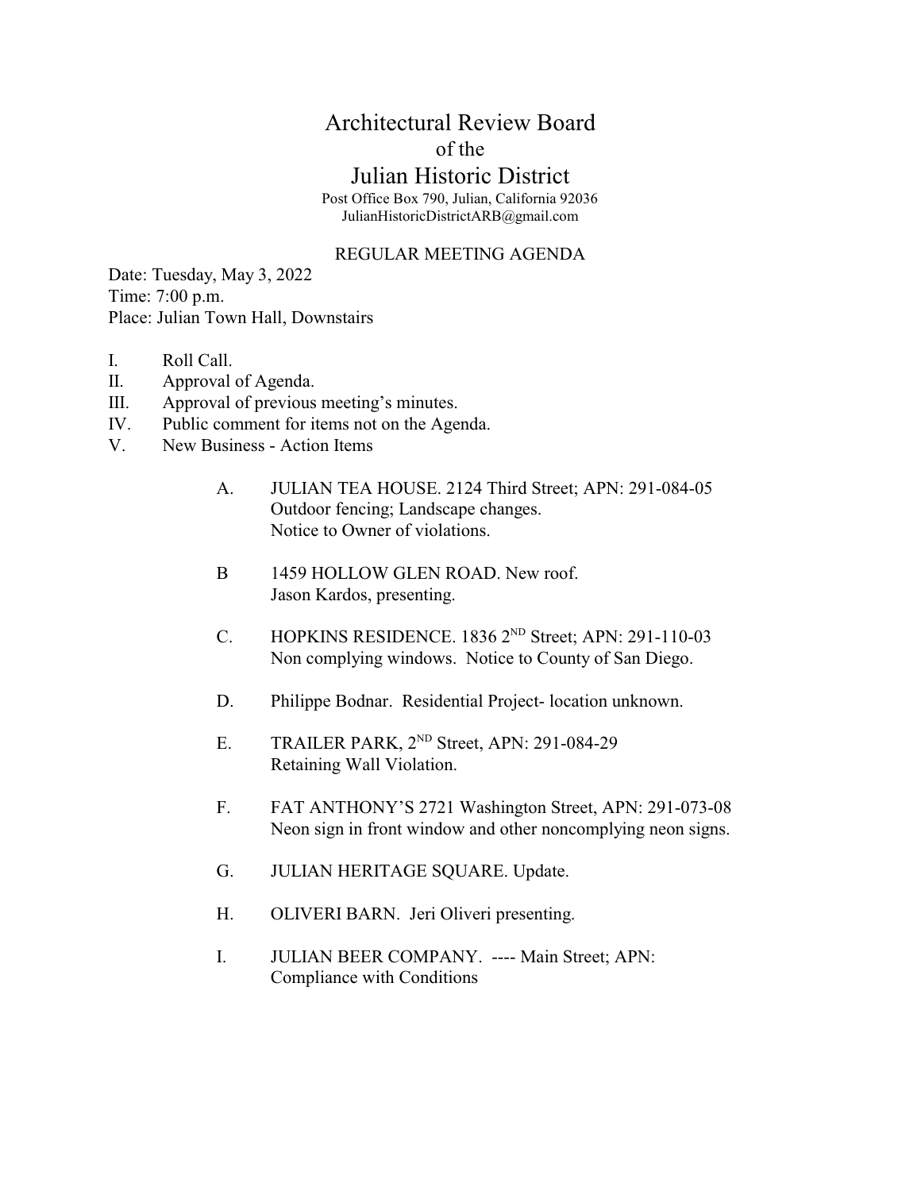# Architectural Review Board

of the

# Julian Historic District

Post Office Box 790, Julian, California 92036
JulianHistoricDistrictARB@gmail.com

## REGULAR MEETING AGENDA

Date: Tuesday, May 3, 2022
Time: 7:00 p.m.
Place: Julian Town Hall, Downstairs

I. Roll Call.
II. Approval of Agenda.
III. Approval of previous meeting's minutes.
IV. Public comment for items not on the Agenda.
V. New Business - Action Items

A. JULIAN TEA HOUSE. 2124 Third Street; APN: 291-084-05
Outdoor fencing; Landscape changes.
Notice to Owner of violations.

B 1459 HOLLOW GLEN ROAD. New roof.
Jason Kardos, presenting.

C. HOPKINS RESIDENCE. 1836 2ND Street; APN: 291-110-03
Non complying windows. Notice to County of San Diego.

D. Philippe Bodnar. Residential Project- location unknown.

E. TRAILER PARK, 2ND Street, APN: 291-084-29
Retaining Wall Violation.

F. FAT ANTHONY'S 2721 Washington Street, APN: 291-073-08
Neon sign in front window and other noncomplying neon signs.

G. JULIAN HERITAGE SQUARE. Update.

H. OLIVERI BARN. Jeri Oliveri presenting.

I. JULIAN BEER COMPANY. ---- Main Street; APN:
Compliance with Conditions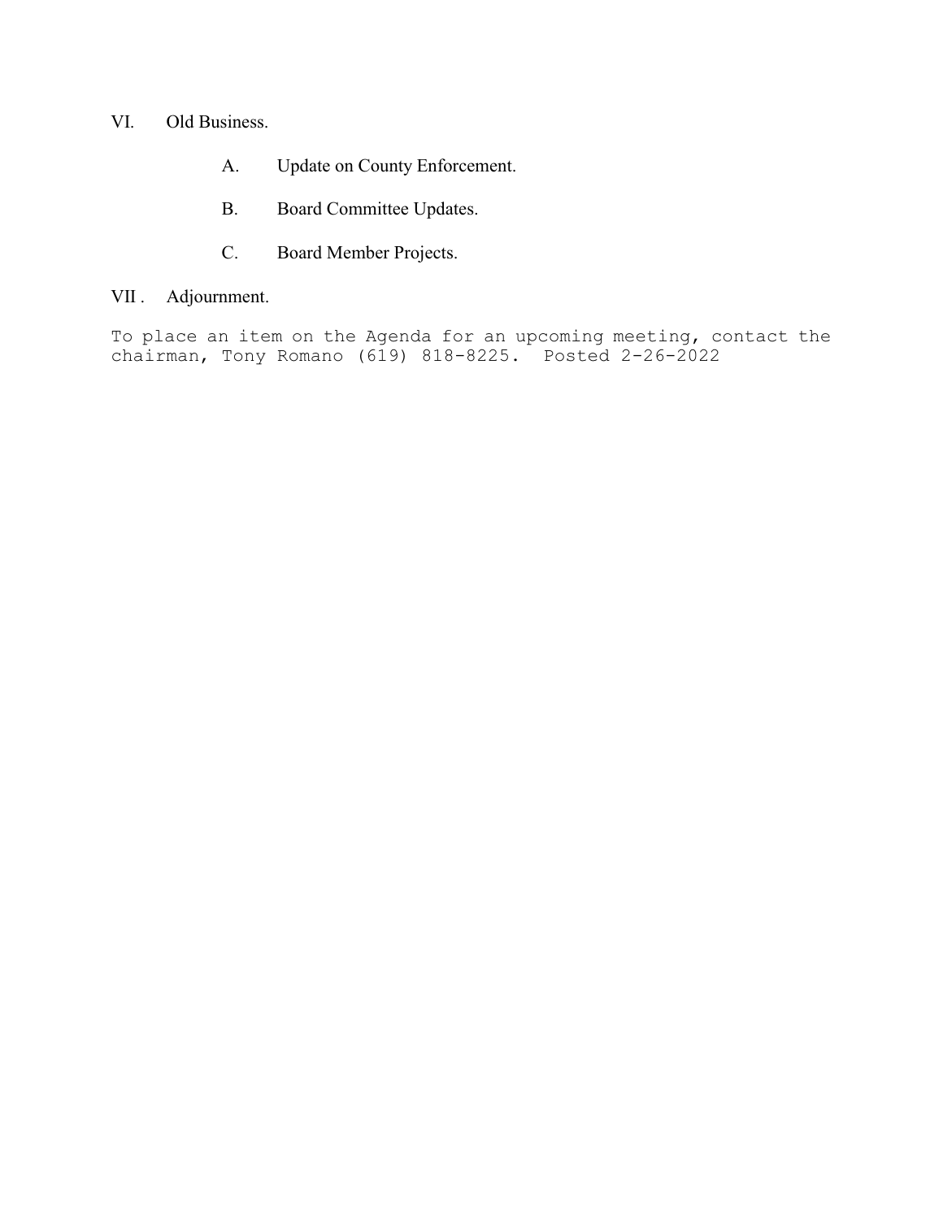VI. Old Business.

A. Update on County Enforcement.

B. Board Committee Updates.

C. Board Member Projects.

VII . Adjournment.

To place an item on the Agenda for an upcoming meeting, contact the chairman, Tony Romano (619) 818-8225. Posted 2-26-2022